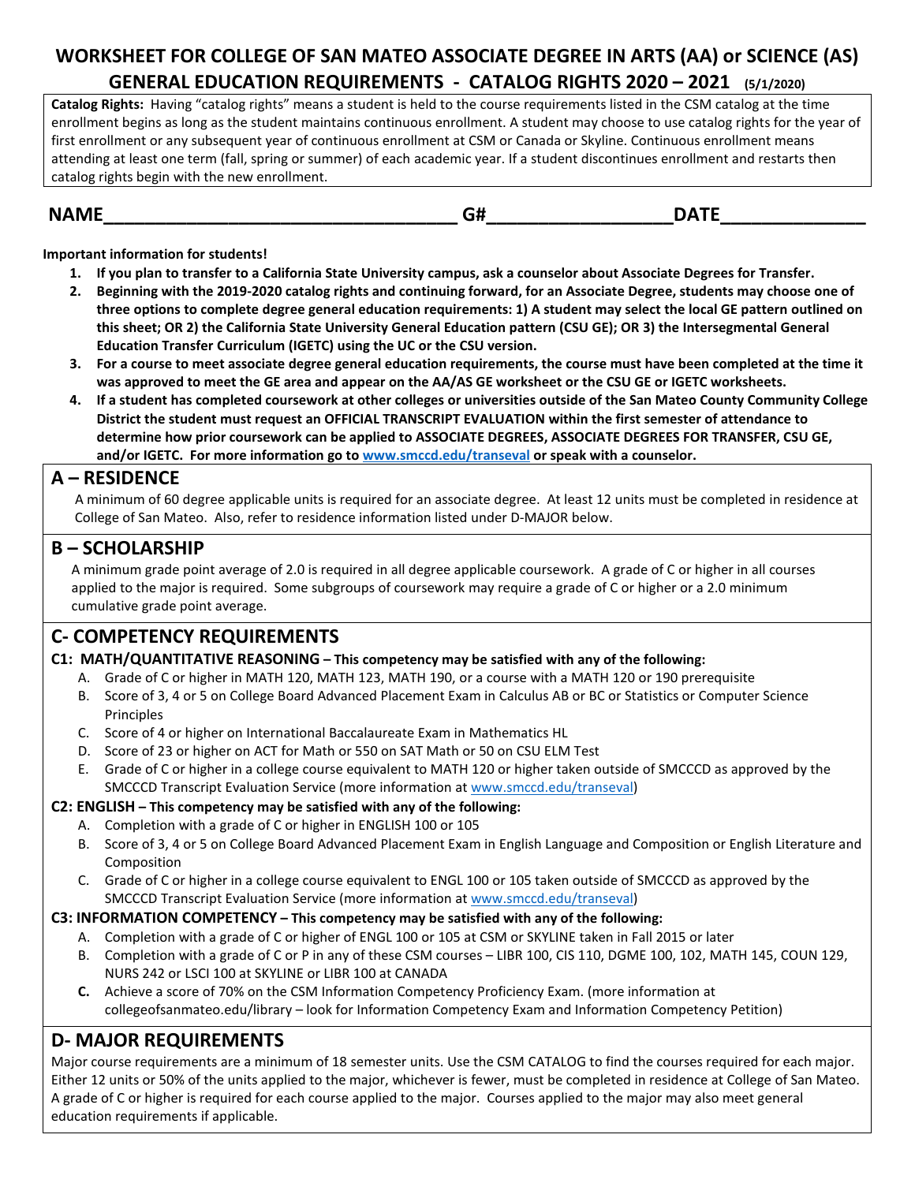# WORKSHEET FOR COLLEGE OF SAN MATEO ASSOCIATE DEGREE IN ARTS (AA) or SCIENCE (AS)
## GENERAL EDUCATION REQUIREMENTS - CATALOG RIGHTS 2020 – 2021 (5/1/2020)

**Catalog Rights:** Having "catalog rights" means a student is held to the course requirements listed in the CSM catalog at the time enrollment begins as long as the student maintains continuous enrollment. A student may choose to use catalog rights for the year of first enrollment or any subsequent year of continuous enrollment at CSM or Canada or Skyline. Continuous enrollment means attending at least one term (fall, spring or summer) of each academic year. If a student discontinues enrollment and restarts then catalog rights begin with the new enrollment.

**NAME**\_\_\_\_\_\_\_\_\_\_\_\_\_\_\_\_\_\_\_\_\_\_\_\_\_\_\_\_\_\_\_\_ **G#**\_\_\_\_\_\_\_\_\_\_\_\_\_\_\_\_\_\_ **DATE**\_\_\_\_\_\_\_\_\_\_\_\_\_\_

**Important information for students!**

1. **If you plan to transfer to a California State University campus, ask a counselor about Associate Degrees for Transfer.**
2. **Beginning with the 2019-2020 catalog rights and continuing forward, for an Associate Degree, students may choose one of three options to complete degree general education requirements: 1) A student may select the local GE pattern outlined on this sheet; OR 2) the California State University General Education pattern (CSU GE); OR 3) the Intersegmental General Education Transfer Curriculum (IGETC) using the UC or the CSU version.**
3. **For a course to meet associate degree general education requirements, the course must have been completed at the time it was approved to meet the GE area and appear on the AA/AS GE worksheet or the CSU GE or IGETC worksheets.**
4. **If a student has completed coursework at other colleges or universities outside of the San Mateo County Community College District the student must request an OFFICIAL TRANSCRIPT EVALUATION within the first semester of attendance to determine how prior coursework can be applied to ASSOCIATE DEGREES, ASSOCIATE DEGREES FOR TRANSFER, CSU GE, and/or IGETC. For more information go to www.smccd.edu/transeval or speak with a counselor.**

## A – RESIDENCE

A minimum of 60 degree applicable units is required for an associate degree. At least 12 units must be completed in residence at College of San Mateo. Also, refer to residence information listed under D-MAJOR below.

## B – SCHOLARSHIP

A minimum grade point average of 2.0 is required in all degree applicable coursework. A grade of C or higher in all courses applied to the major is required. Some subgroups of coursework may require a grade of C or higher or a 2.0 minimum cumulative grade point average.

## C- COMPETENCY REQUIREMENTS

### C1: MATH/QUANTITATIVE REASONING – This competency may be satisfied with any of the following:

A. Grade of C or higher in MATH 120, MATH 123, MATH 190, or a course with a MATH 120 or 190 prerequisite
B. Score of 3, 4 or 5 on College Board Advanced Placement Exam in Calculus AB or BC or Statistics or Computer Science Principles
C. Score of 4 or higher on International Baccalaureate Exam in Mathematics HL
D. Score of 23 or higher on ACT for Math or 550 on SAT Math or 50 on CSU ELM Test
E. Grade of C or higher in a college course equivalent to MATH 120 or higher taken outside of SMCCCD as approved by the SMCCCD Transcript Evaluation Service (more information at www.smccd.edu/transeval)

### C2: ENGLISH – This competency may be satisfied with any of the following:

A. Completion with a grade of C or higher in ENGLISH 100 or 105
B. Score of 3, 4 or 5 on College Board Advanced Placement Exam in English Language and Composition or English Literature and Composition
C. Grade of C or higher in a college course equivalent to ENGL 100 or 105 taken outside of SMCCCD as approved by the SMCCCD Transcript Evaluation Service (more information at www.smccd.edu/transeval)

### C3: INFORMATION COMPETENCY – This competency may be satisfied with any of the following:

A. Completion with a grade of C or higher of ENGL 100 or 105 at CSM or SKYLINE taken in Fall 2015 or later
B. Completion with a grade of C or P in any of these CSM courses – LIBR 100, CIS 110, DGME 100, 102, MATH 145, COUN 129, NURS 242 or LSCI 100 at SKYLINE or LIBR 100 at CANADA
**C.** Achieve a score of 70% on the CSM Information Competency Proficiency Exam. (more information at collegeofsanmateo.edu/library – look for Information Competency Exam and Information Competency Petition)

## D- MAJOR REQUIREMENTS

Major course requirements are a minimum of 18 semester units. Use the CSM CATALOG to find the courses required for each major. Either 12 units or 50% of the units applied to the major, whichever is fewer, must be completed in residence at College of San Mateo. A grade of C or higher is required for each course applied to the major. Courses applied to the major may also meet general education requirements if applicable.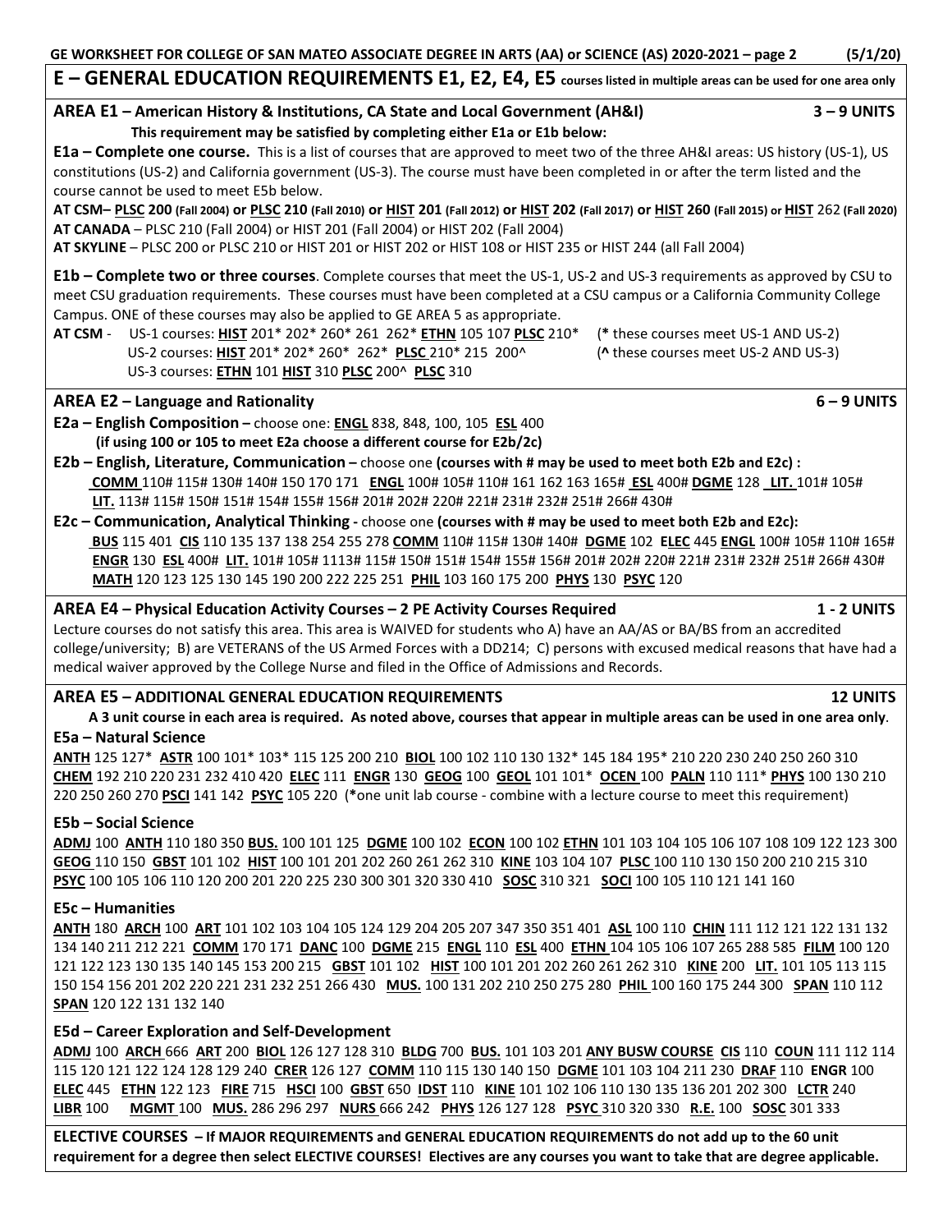# E – GENERAL EDUCATION REQUIREMENTS E1, E2, E4, E5 courses listed in multiple areas can be used for one area only

## AREA E1 – American History & Institutions, CA State and Local Government (AH&I) — 3 – 9 UNITS

**This requirement may be satisfied by completing either E1a or E1b below:**

**E1a – Complete one course.** This is a list of courses that are approved to meet two of the three AH&I areas: US history (US-1), US constitutions (US-2) and California government (US-3). The course must have been completed in or after the term listed and the course cannot be used to meet E5b below.

**AT CSM– PLSC 200 (Fall 2004) or PLSC 210 (Fall 2010) or HIST 201 (Fall 2012) or HIST 202 (Fall 2017) or HIST 260 (Fall 2015) or HIST 262 (Fall 2020)**

**AT CANADA** – PLSC 210 (Fall 2004) or HIST 201 (Fall 2004) or HIST 202 (Fall 2004)

**AT SKYLINE** – PLSC 200 or PLSC 210 or HIST 201 or HIST 202 or HIST 108 or HIST 235 or HIST 244 (all Fall 2004)

**E1b – Complete two or three courses**. Complete courses that meet the US-1, US-2 and US-3 requirements as approved by CSU to meet CSU graduation requirements. These courses must have been completed at a CSU campus or a California Community College Campus. ONE of these courses may also be applied to GE AREA 5 as appropriate.

**AT CSM** -
- US-1 courses: **HIST** 201* 202* 260* 261 262* **ETHN** 105 107 **PLSC** 210* (* these courses meet US-1 AND US-2)
- US-2 courses: **HIST** 201* 202* 260* 262* **PLSC** 210* 215 200^ (^ these courses meet US-2 AND US-3)
- US-3 courses: **ETHN** 101 **HIST** 310 **PLSC** 200^ **PLSC** 310

## AREA E2 – Language and Rationality — 6 – 9 UNITS

**E2a – English Composition –** choose one: **ENGL** 838, 848, 100, 105 **ESL** 400
**(if using 100 or 105 to meet E2a choose a different course for E2b/2c)**

**E2b – English, Literature, Communication –** choose one **(courses with # may be used to meet both E2b and E2c) :**
**COMM** 110# 115# 130# 140# 150 170 171 **ENGL** 100# 105# 110# 161 162 163 165# **ESL** 400# **DGME** 128 **LIT.** 101# 105# **LIT.** 113# 115# 150# 151# 154# 155# 156# 201# 202# 220# 221# 231# 232# 251# 266# 430#

**E2c – Communication, Analytical Thinking -** choose one **(courses with # may be used to meet both E2b and E2c):**
**BUS** 115 401 **CIS** 110 135 137 138 254 255 278 **COMM** 110# 115# 130# 140# **DGME** 102 **ELEC** 445 **ENGL** 100# 105# 110# 165# **ENGR** 130 **ESL** 400# **LIT.** 101# 105# 1113# 115# 150# 151# 154# 155# 156# 201# 202# 220# 221# 231# 232# 251# 266# 430# **MATH** 120 123 125 130 145 190 200 222 225 251 **PHIL** 103 160 175 200 **PHYS** 130 **PSYC** 120

## AREA E4 – Physical Education Activity Courses – 2 PE Activity Courses Required — 1 - 2 UNITS

Lecture courses do not satisfy this area. This area is WAIVED for students who A) have an AA/AS or BA/BS from an accredited college/university; B) are VETERANS of the US Armed Forces with a DD214; C) persons with excused medical reasons that have had a medical waiver approved by the College Nurse and filed in the Office of Admissions and Records.

## AREA E5 – ADDITIONAL GENERAL EDUCATION REQUIREMENTS — 12 UNITS

**A 3 unit course in each area is required. As noted above, courses that appear in multiple areas can be used in one area only**.

### E5a – Natural Science

**ANTH** 125 127* **ASTR** 100 101* 103* 115 125 200 210 **BIOL** 100 102 110 130 132* 145 184 195* 210 220 230 240 250 260 310 **CHEM** 192 210 220 231 232 410 420 **ELEC** 111 **ENGR** 130 **GEOG** 100 **GEOL** 101 101* **OCEN** 100 **PALN** 110 111* **PHYS** 100 130 210 220 250 260 270 **PSCI** 141 142 **PSYC** 105 220 (*one unit lab course - combine with a lecture course to meet this requirement)

### E5b – Social Science

**ADMJ** 100 **ANTH** 110 180 350 **BUS.** 100 101 125 **DGME** 100 102 **ECON** 100 102 **ETHN** 101 103 104 105 106 107 108 109 122 123 300 **GEOG** 110 150 **GBST** 101 102 **HIST** 100 101 201 202 260 261 262 310 **KINE** 103 104 107 **PLSC** 100 110 130 150 200 210 215 310 **PSYC** 100 105 106 110 120 200 201 220 225 230 300 301 320 330 410 **SOSC** 310 321 **SOCI** 100 105 110 121 141 160

### E5c – Humanities

**ANTH** 180 **ARCH** 100 **ART** 101 102 103 104 105 124 129 204 205 207 347 350 351 401 **ASL** 100 110 **CHIN** 111 112 121 122 131 132 134 140 211 212 221 **COMM** 170 171 **DANC** 100 **DGME** 215 **ENGL** 110 **ESL** 400 **ETHN** 104 105 106 107 265 288 585 **FILM** 100 120 121 122 123 130 135 140 145 153 200 215 **GBST** 101 102 **HIST** 100 101 201 202 260 261 262 310 **KINE** 200 **LIT.** 101 105 113 115 150 154 156 201 202 220 221 231 232 251 266 430 **MUS.** 100 131 202 210 250 275 280 **PHIL** 100 160 175 244 300 **SPAN** 110 112 **SPAN** 120 122 131 132 140

### E5d – Career Exploration and Self-Development

**ADMJ** 100 **ARCH** 666 **ART** 200 **BIOL** 126 127 128 310 **BLDG** 700 **BUS.** 101 103 201 **ANY BUSW COURSE** **CIS** 110 **COUN** 111 112 114 115 120 121 122 124 128 129 240 **CRER** 126 127 **COMM** 110 115 130 140 150 **DGME** 101 103 104 211 230 **DRAF** 110 **ENGR** 100 **ELEC** 445 **ETHN** 122 123 **FIRE** 715 **HSCI** 100 **GBST** 650 **IDST** 110 **KINE** 101 102 106 110 130 135 136 201 202 300 **LCTR** 240 **LIBR** 100 **MGMT** 100 **MUS.** 286 296 297 **NURS** 666 242 **PHYS** 126 127 128 **PSYC** 310 320 330 **R.E.** 100 **SOSC** 301 333

**ELECTIVE COURSES – If MAJOR REQUIREMENTS and GENERAL EDUCATION REQUIREMENTS do not add up to the 60 unit requirement for a degree then select ELECTIVE COURSES! Electives are any courses you want to take that are degree applicable.**